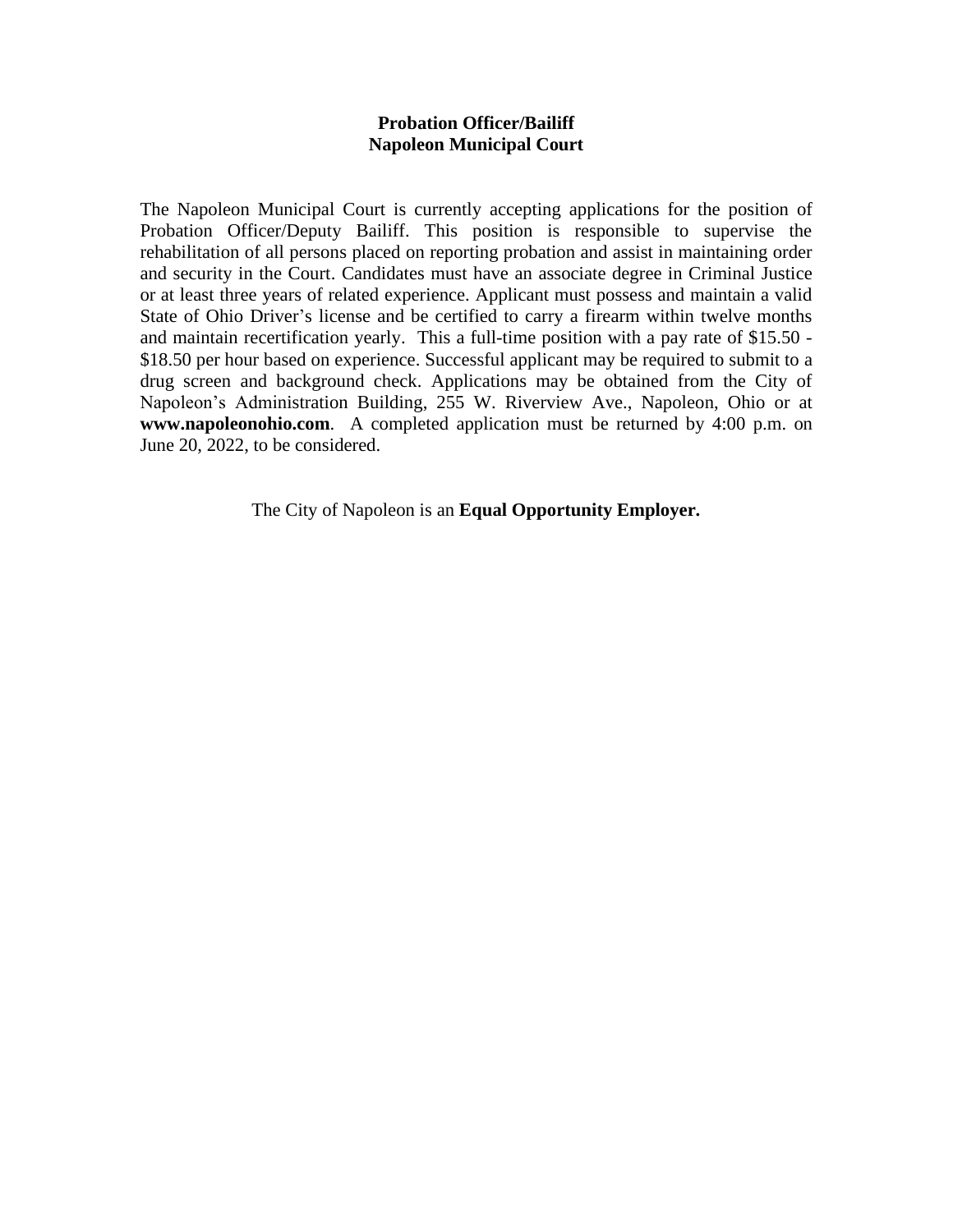**Probation Officer/Bailiff**
**Napoleon Municipal Court**

The Napoleon Municipal Court is currently accepting applications for the position of Probation Officer/Deputy Bailiff. This position is responsible to supervise the rehabilitation of all persons placed on reporting probation and assist in maintaining order and security in the Court. Candidates must have an associate degree in Criminal Justice or at least three years of related experience. Applicant must possess and maintain a valid State of Ohio Driver's license and be certified to carry a firearm within twelve months and maintain recertification yearly. This a full-time position with a pay rate of $15.50 - $18.50 per hour based on experience. Successful applicant may be required to submit to a drug screen and background check. Applications may be obtained from the City of Napoleon's Administration Building, 255 W. Riverview Ave., Napoleon, Ohio or at **www.napoleonohio.com**. A completed application must be returned by 4:00 p.m. on June 20, 2022, to be considered.

The City of Napoleon is an **Equal Opportunity Employer.**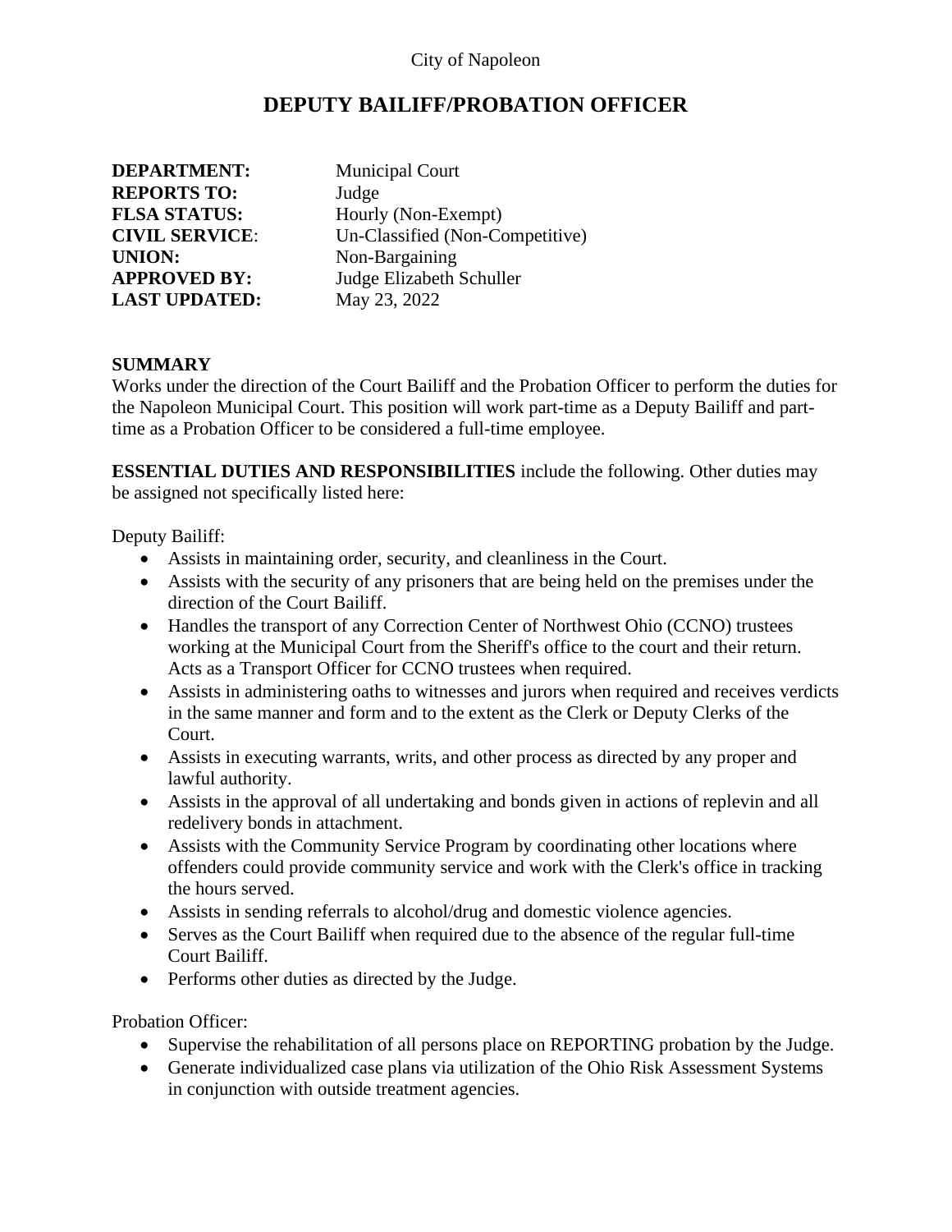City of Napoleon

# DEPUTY BAILIFF/PROBATION OFFICER

| | |
|---|---|
| **DEPARTMENT:** | Municipal Court |
| **REPORTS TO:** | Judge |
| **FLSA STATUS:** | Hourly (Non-Exempt) |
| **CIVIL SERVICE**: | Un-Classified (Non-Competitive) |
| **UNION:** | Non-Bargaining |
| **APPROVED BY:** | Judge Elizabeth Schuller |
| **LAST UPDATED:** | May 23, 2022 |

**SUMMARY**

Works under the direction of the Court Bailiff and the Probation Officer to perform the duties for the Napoleon Municipal Court. This position will work part-time as a Deputy Bailiff and part-time as a Probation Officer to be considered a full-time employee.

**ESSENTIAL DUTIES AND RESPONSIBILITIES** include the following. Other duties may be assigned not specifically listed here:

Deputy Bailiff:

- Assists in maintaining order, security, and cleanliness in the Court.
- Assists with the security of any prisoners that are being held on the premises under the direction of the Court Bailiff.
- Handles the transport of any Correction Center of Northwest Ohio (CCNO) trustees working at the Municipal Court from the Sheriff's office to the court and their return. Acts as a Transport Officer for CCNO trustees when required.
- Assists in administering oaths to witnesses and jurors when required and receives verdicts in the same manner and form and to the extent as the Clerk or Deputy Clerks of the Court.
- Assists in executing warrants, writs, and other process as directed by any proper and lawful authority.
- Assists in the approval of all undertaking and bonds given in actions of replevin and all redelivery bonds in attachment.
- Assists with the Community Service Program by coordinating other locations where offenders could provide community service and work with the Clerk's office in tracking the hours served.
- Assists in sending referrals to alcohol/drug and domestic violence agencies.
- Serves as the Court Bailiff when required due to the absence of the regular full-time Court Bailiff.
- Performs other duties as directed by the Judge.

Probation Officer:

- Supervise the rehabilitation of all persons place on REPORTING probation by the Judge.
- Generate individualized case plans via utilization of the Ohio Risk Assessment Systems in conjunction with outside treatment agencies.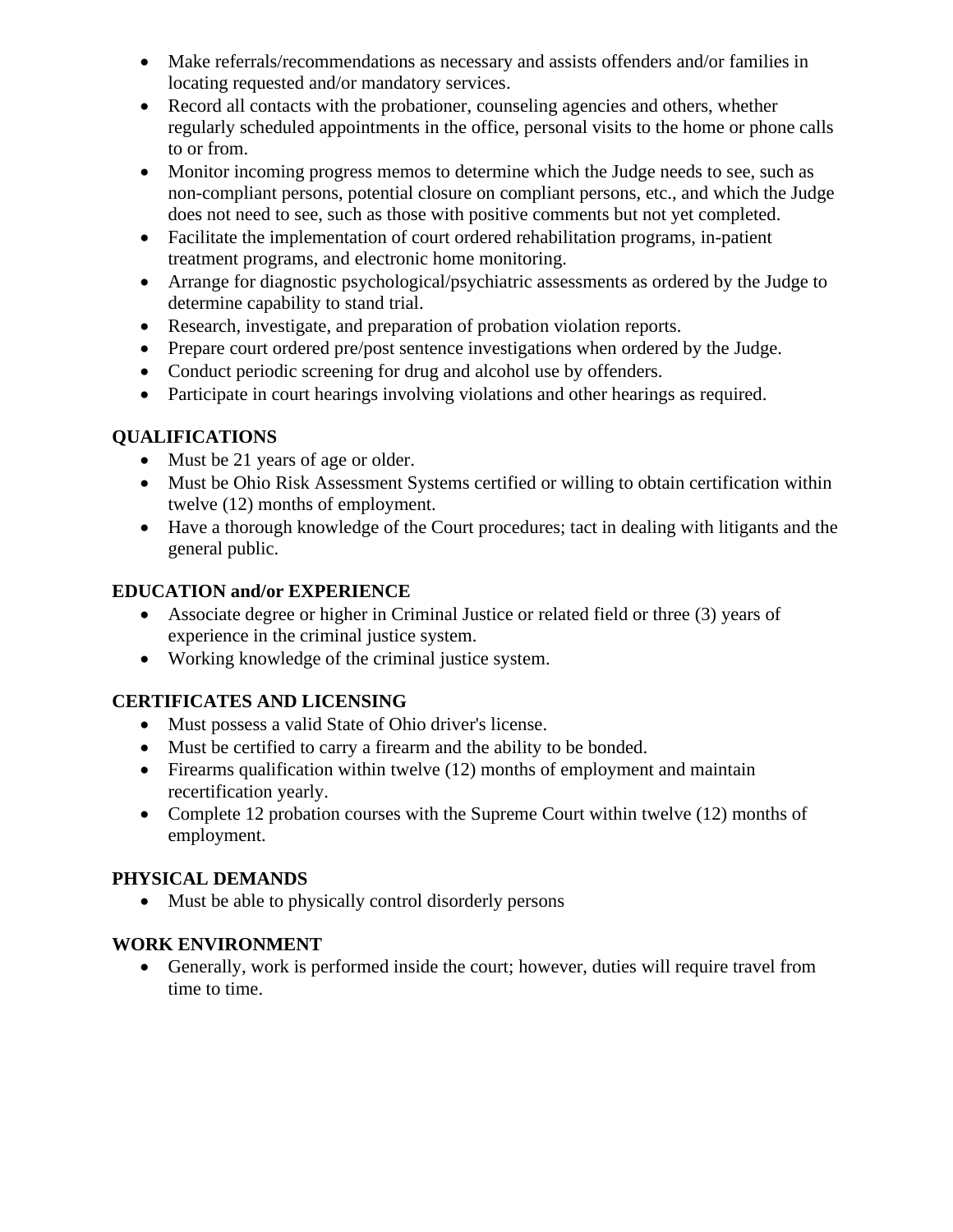- Make referrals/recommendations as necessary and assists offenders and/or families in locating requested and/or mandatory services.
- Record all contacts with the probationer, counseling agencies and others, whether regularly scheduled appointments in the office, personal visits to the home or phone calls to or from.
- Monitor incoming progress memos to determine which the Judge needs to see, such as non-compliant persons, potential closure on compliant persons, etc., and which the Judge does not need to see, such as those with positive comments but not yet completed.
- Facilitate the implementation of court ordered rehabilitation programs, in-patient treatment programs, and electronic home monitoring.
- Arrange for diagnostic psychological/psychiatric assessments as ordered by the Judge to determine capability to stand trial.
- Research, investigate, and preparation of probation violation reports.
- Prepare court ordered pre/post sentence investigations when ordered by the Judge.
- Conduct periodic screening for drug and alcohol use by offenders.
- Participate in court hearings involving violations and other hearings as required.

**QUALIFICATIONS**

- Must be 21 years of age or older.
- Must be Ohio Risk Assessment Systems certified or willing to obtain certification within twelve (12) months of employment.
- Have a thorough knowledge of the Court procedures; tact in dealing with litigants and the general public.

**EDUCATION and/or EXPERIENCE**

- Associate degree or higher in Criminal Justice or related field or three (3) years of experience in the criminal justice system.
- Working knowledge of the criminal justice system.

**CERTIFICATES AND LICENSING**

- Must possess a valid State of Ohio driver's license.
- Must be certified to carry a firearm and the ability to be bonded.
- Firearms qualification within twelve (12) months of employment and maintain recertification yearly.
- Complete 12 probation courses with the Supreme Court within twelve (12) months of employment.

**PHYSICAL DEMANDS**

- Must be able to physically control disorderly persons

**WORK ENVIRONMENT**

- Generally, work is performed inside the court; however, duties will require travel from time to time.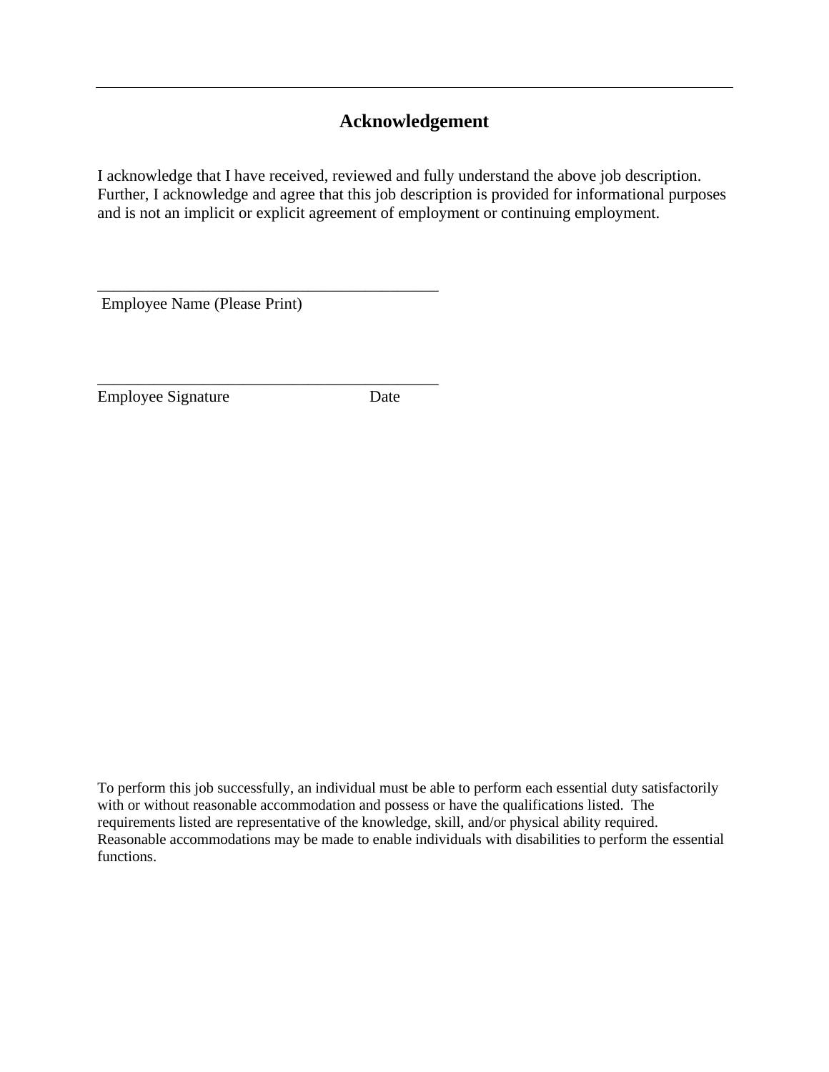---

## Acknowledgement

I acknowledge that I have received, reviewed and fully understand the above job description. Further, I acknowledge and agree that this job description is provided for informational purposes and is not an implicit or explicit agreement of employment or continuing employment.

\_\_\_\_\_\_\_\_\_\_\_\_\_\_\_\_\_\_\_\_\_\_\_\_\_\_\_\_\_\_\_\_\_\_\_\_\_\_\_\_\_\_

Employee Name (Please Print)

\_\_\_\_\_\_\_\_\_\_\_\_\_\_\_\_\_\_\_\_\_\_\_\_\_\_\_\_\_\_\_\_\_\_\_\_\_\_\_\_\_\_

Employee Signature Date

To perform this job successfully, an individual must be able to perform each essential duty satisfactorily with or without reasonable accommodation and possess or have the qualifications listed. The requirements listed are representative of the knowledge, skill, and/or physical ability required. Reasonable accommodations may be made to enable individuals with disabilities to perform the essential functions.